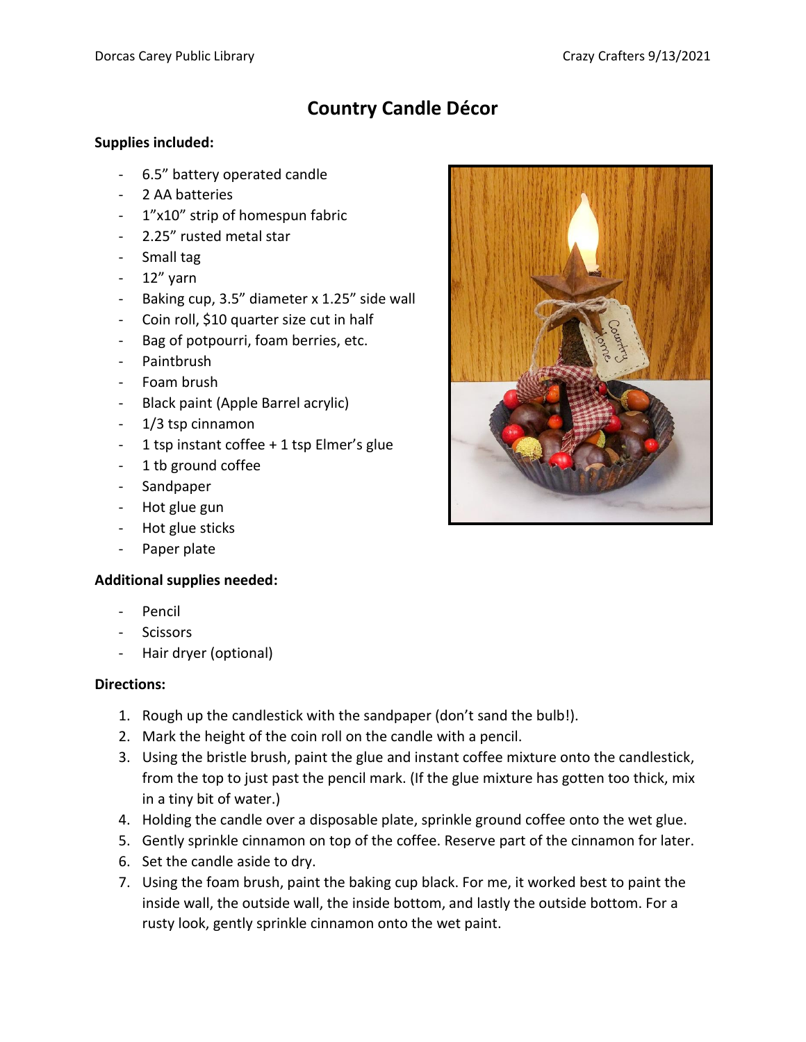# Country Candle Décor

**Supplies included:**

- 6.5" battery operated candle
- 2 AA batteries
- 1"x10" strip of homespun fabric
- 2.25" rusted metal star
- Small tag
- 12" yarn
- Baking cup, 3.5" diameter x 1.25" side wall
- Coin roll, $10 quarter size cut in half
- Bag of potpourri, foam berries, etc.
- Paintbrush
- Foam brush
- Black paint (Apple Barrel acrylic)
- 1/3 tsp cinnamon
- 1 tsp instant coffee + 1 tsp Elmer's glue
- 1 tb ground coffee
- Sandpaper
- Hot glue gun
- Hot glue sticks
- Paper plate

**Additional supplies needed:**

- Pencil
- Scissors
- Hair dryer (optional)

**Directions:**

1. Rough up the candlestick with the sandpaper (don't sand the bulb!).
2. Mark the height of the coin roll on the candle with a pencil.
3. Using the bristle brush, paint the glue and instant coffee mixture onto the candlestick, from the top to just past the pencil mark. (If the glue mixture has gotten too thick, mix in a tiny bit of water.)
4. Holding the candle over a disposable plate, sprinkle ground coffee onto the wet glue.
5. Gently sprinkle cinnamon on top of the coffee. Reserve part of the cinnamon for later.
6. Set the candle aside to dry.
7. Using the foam brush, paint the baking cup black. For me, it worked best to paint the inside wall, the outside wall, the inside bottom, and lastly the outside bottom. For a rusty look, gently sprinkle cinnamon onto the wet paint.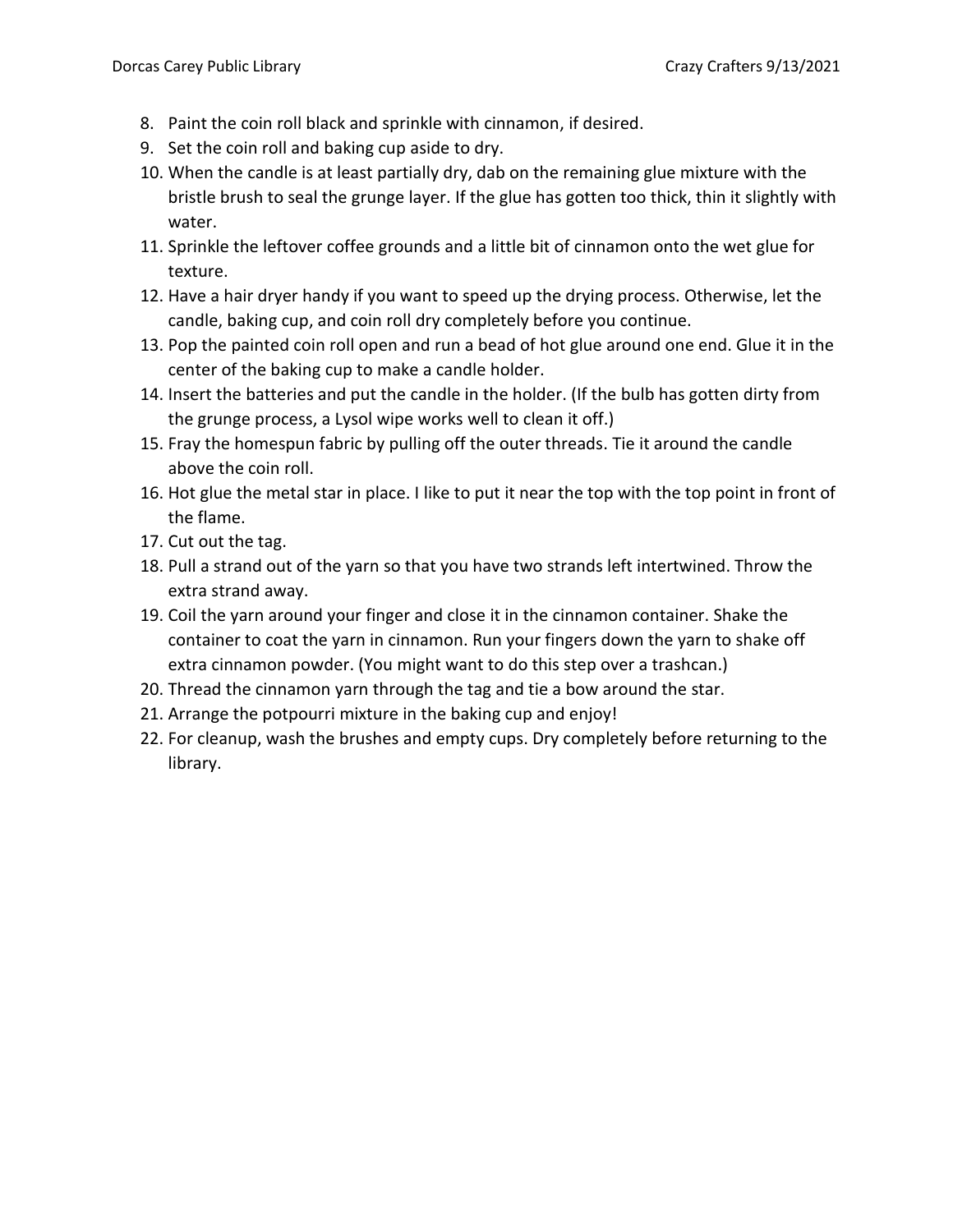8. Paint the coin roll black and sprinkle with cinnamon, if desired.
9. Set the coin roll and baking cup aside to dry.
10. When the candle is at least partially dry, dab on the remaining glue mixture with the bristle brush to seal the grunge layer. If the glue has gotten too thick, thin it slightly with water.
11. Sprinkle the leftover coffee grounds and a little bit of cinnamon onto the wet glue for texture.
12. Have a hair dryer handy if you want to speed up the drying process. Otherwise, let the candle, baking cup, and coin roll dry completely before you continue.
13. Pop the painted coin roll open and run a bead of hot glue around one end. Glue it in the center of the baking cup to make a candle holder.
14. Insert the batteries and put the candle in the holder. (If the bulb has gotten dirty from the grunge process, a Lysol wipe works well to clean it off.)
15. Fray the homespun fabric by pulling off the outer threads. Tie it around the candle above the coin roll.
16. Hot glue the metal star in place. I like to put it near the top with the top point in front of the flame.
17. Cut out the tag.
18. Pull a strand out of the yarn so that you have two strands left intertwined. Throw the extra strand away.
19. Coil the yarn around your finger and close it in the cinnamon container. Shake the container to coat the yarn in cinnamon. Run your fingers down the yarn to shake off extra cinnamon powder. (You might want to do this step over a trashcan.)
20. Thread the cinnamon yarn through the tag and tie a bow around the star.
21. Arrange the potpourri mixture in the baking cup and enjoy!
22. For cleanup, wash the brushes and empty cups. Dry completely before returning to the library.